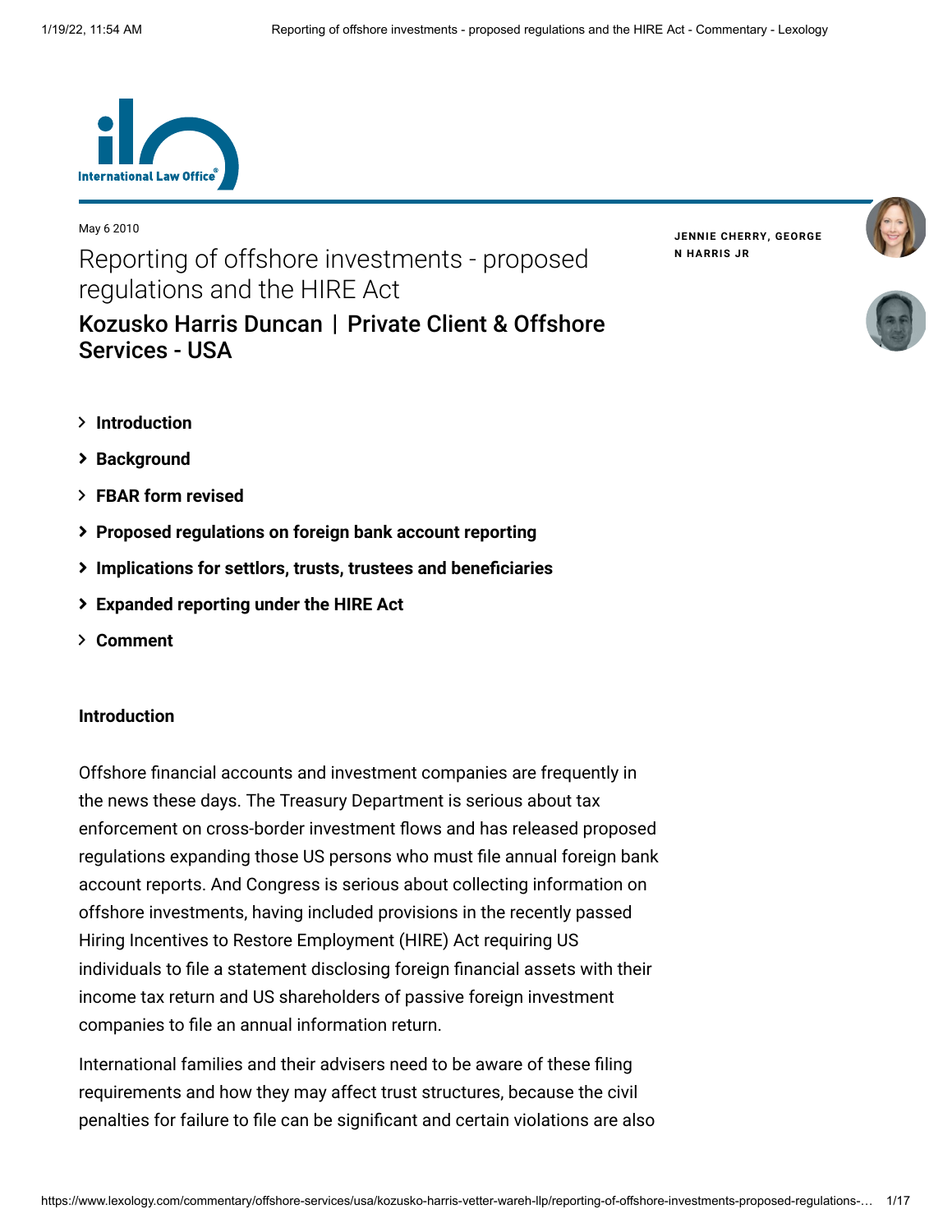May 6 2010

# Reporting of offshore investments - proposed regulations and the HIRE Act

## Kozusko Harris Duncan | Private Client & Offshore Services - USA

**JENNIE CHERRY, GEORGE N HARRIS JR**

- **Introduction**
- **Background**
- **FBAR form revised**
- **Proposed regulations on foreign bank account reporting**
- **Implications for settlors, trusts, trustees and beneficiaries**
- **Expanded reporting under the HIRE Act**
- **Comment**

### Introduction

Offshore financial accounts and investment companies are frequently in the news these days. The Treasury Department is serious about tax enforcement on cross-border investment flows and has released proposed regulations expanding those US persons who must file annual foreign bank account reports. And Congress is serious about collecting information on offshore investments, having included provisions in the recently passed Hiring Incentives to Restore Employment (HIRE) Act requiring US individuals to file a statement disclosing foreign financial assets with their income tax return and US shareholders of passive foreign investment companies to file an annual information return.

International families and their advisers need to be aware of these filing requirements and how they may affect trust structures, because the civil penalties for failure to file can be significant and certain violations are also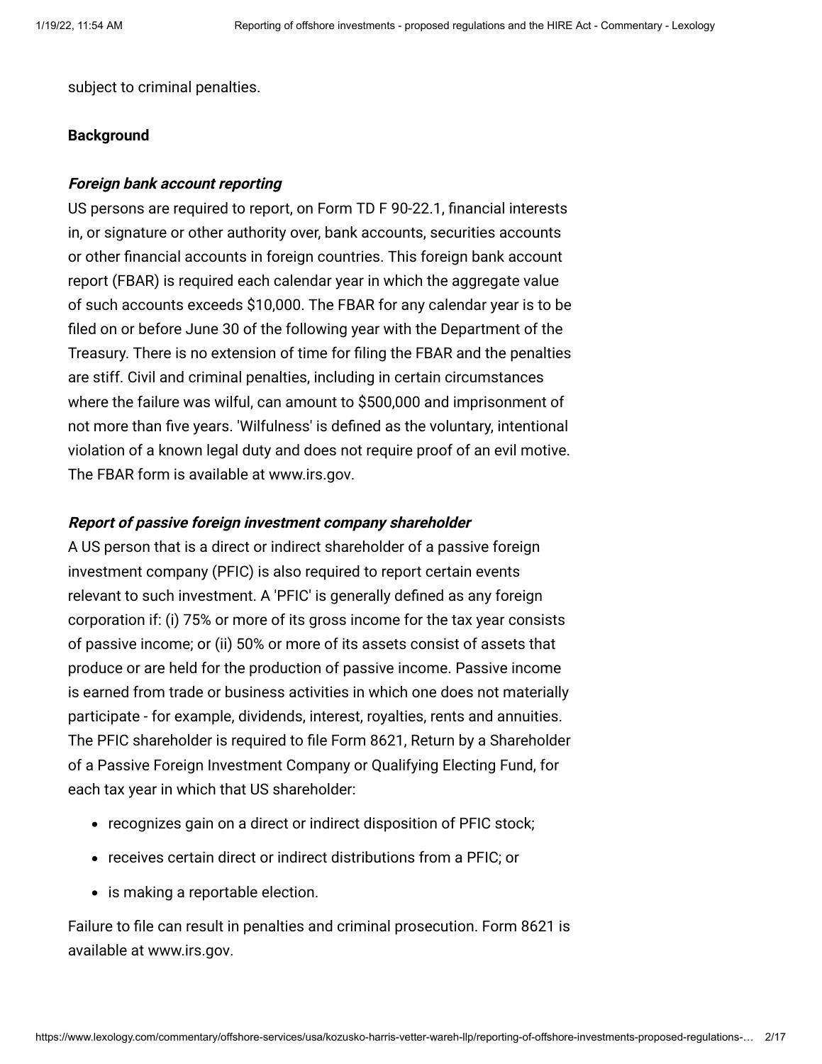subject to criminal penalties.

**Background**

***Foreign bank account reporting***

US persons are required to report, on Form TD F 90-22.1, financial interests in, or signature or other authority over, bank accounts, securities accounts or other financial accounts in foreign countries. This foreign bank account report (FBAR) is required each calendar year in which the aggregate value of such accounts exceeds $10,000. The FBAR for any calendar year is to be filed on or before June 30 of the following year with the Department of the Treasury. There is no extension of time for filing the FBAR and the penalties are stiff. Civil and criminal penalties, including in certain circumstances where the failure was wilful, can amount to $500,000 and imprisonment of not more than five years. 'Wilfulness' is defined as the voluntary, intentional violation of a known legal duty and does not require proof of an evil motive. The FBAR form is available at www.irs.gov.

***Report of passive foreign investment company shareholder***

A US person that is a direct or indirect shareholder of a passive foreign investment company (PFIC) is also required to report certain events relevant to such investment. A 'PFIC' is generally defined as any foreign corporation if: (i) 75% or more of its gross income for the tax year consists of passive income; or (ii) 50% or more of its assets consist of assets that produce or are held for the production of passive income. Passive income is earned from trade or business activities in which one does not materially participate - for example, dividends, interest, royalties, rents and annuities. The PFIC shareholder is required to file Form 8621, Return by a Shareholder of a Passive Foreign Investment Company or Qualifying Electing Fund, for each tax year in which that US shareholder:

- recognizes gain on a direct or indirect disposition of PFIC stock;
- receives certain direct or indirect distributions from a PFIC; or
- is making a reportable election.

Failure to file can result in penalties and criminal prosecution. Form 8621 is available at www.irs.gov.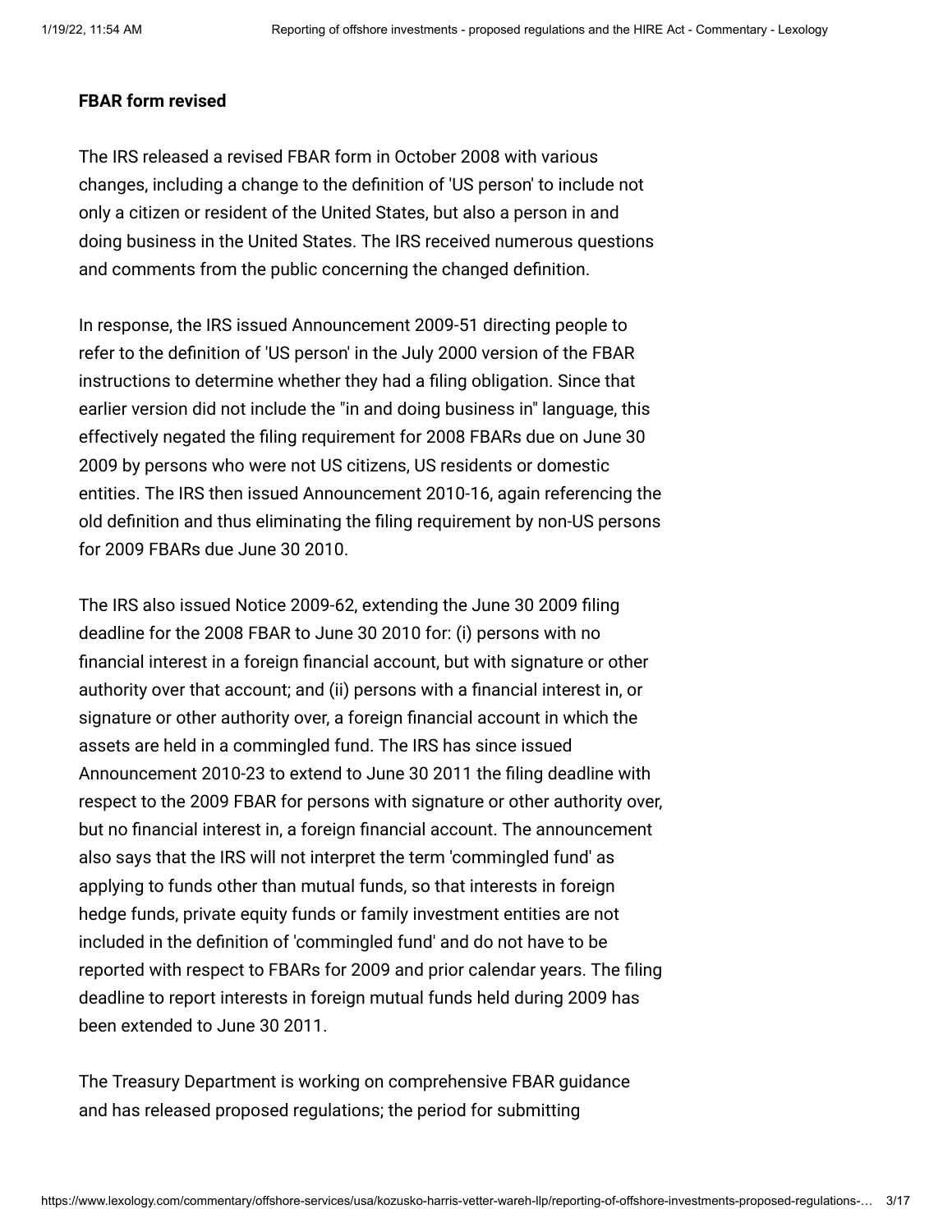**FBAR form revised**

The IRS released a revised FBAR form in October 2008 with various changes, including a change to the definition of 'US person' to include not only a citizen or resident of the United States, but also a person in and doing business in the United States. The IRS received numerous questions and comments from the public concerning the changed definition.

In response, the IRS issued Announcement 2009-51 directing people to refer to the definition of 'US person' in the July 2000 version of the FBAR instructions to determine whether they had a filing obligation. Since that earlier version did not include the "in and doing business in" language, this effectively negated the filing requirement for 2008 FBARs due on June 30 2009 by persons who were not US citizens, US residents or domestic entities. The IRS then issued Announcement 2010-16, again referencing the old definition and thus eliminating the filing requirement by non-US persons for 2009 FBARs due June 30 2010.

The IRS also issued Notice 2009-62, extending the June 30 2009 filing deadline for the 2008 FBAR to June 30 2010 for: (i) persons with no financial interest in a foreign financial account, but with signature or other authority over that account; and (ii) persons with a financial interest in, or signature or other authority over, a foreign financial account in which the assets are held in a commingled fund. The IRS has since issued Announcement 2010-23 to extend to June 30 2011 the filing deadline with respect to the 2009 FBAR for persons with signature or other authority over, but no financial interest in, a foreign financial account. The announcement also says that the IRS will not interpret the term 'commingled fund' as applying to funds other than mutual funds, so that interests in foreign hedge funds, private equity funds or family investment entities are not included in the definition of 'commingled fund' and do not have to be reported with respect to FBARs for 2009 and prior calendar years. The filing deadline to report interests in foreign mutual funds held during 2009 has been extended to June 30 2011.

The Treasury Department is working on comprehensive FBAR guidance and has released proposed regulations; the period for submitting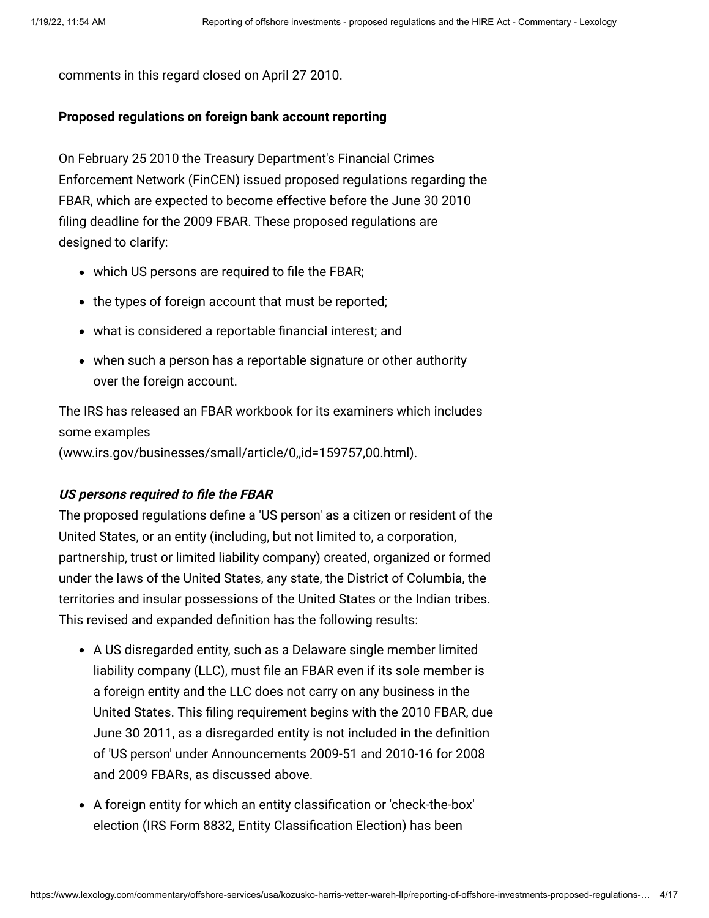comments in this regard closed on April 27 2010.

**Proposed regulations on foreign bank account reporting**

On February 25 2010 the Treasury Department's Financial Crimes Enforcement Network (FinCEN) issued proposed regulations regarding the FBAR, which are expected to become effective before the June 30 2010 filing deadline for the 2009 FBAR. These proposed regulations are designed to clarify:

- which US persons are required to file the FBAR;
- the types of foreign account that must be reported;
- what is considered a reportable financial interest; and
- when such a person has a reportable signature or other authority over the foreign account.

The IRS has released an FBAR workbook for its examiners which includes some examples (www.irs.gov/businesses/small/article/0,,id=159757,00.html).

***US persons required to file the FBAR***

The proposed regulations define a 'US person' as a citizen or resident of the United States, or an entity (including, but not limited to, a corporation, partnership, trust or limited liability company) created, organized or formed under the laws of the United States, any state, the District of Columbia, the territories and insular possessions of the United States or the Indian tribes. This revised and expanded definition has the following results:

- A US disregarded entity, such as a Delaware single member limited liability company (LLC), must file an FBAR even if its sole member is a foreign entity and the LLC does not carry on any business in the United States. This filing requirement begins with the 2010 FBAR, due June 30 2011, as a disregarded entity is not included in the definition of 'US person' under Announcements 2009-51 and 2010-16 for 2008 and 2009 FBARs, as discussed above.
- A foreign entity for which an entity classification or 'check-the-box' election (IRS Form 8832, Entity Classification Election) has been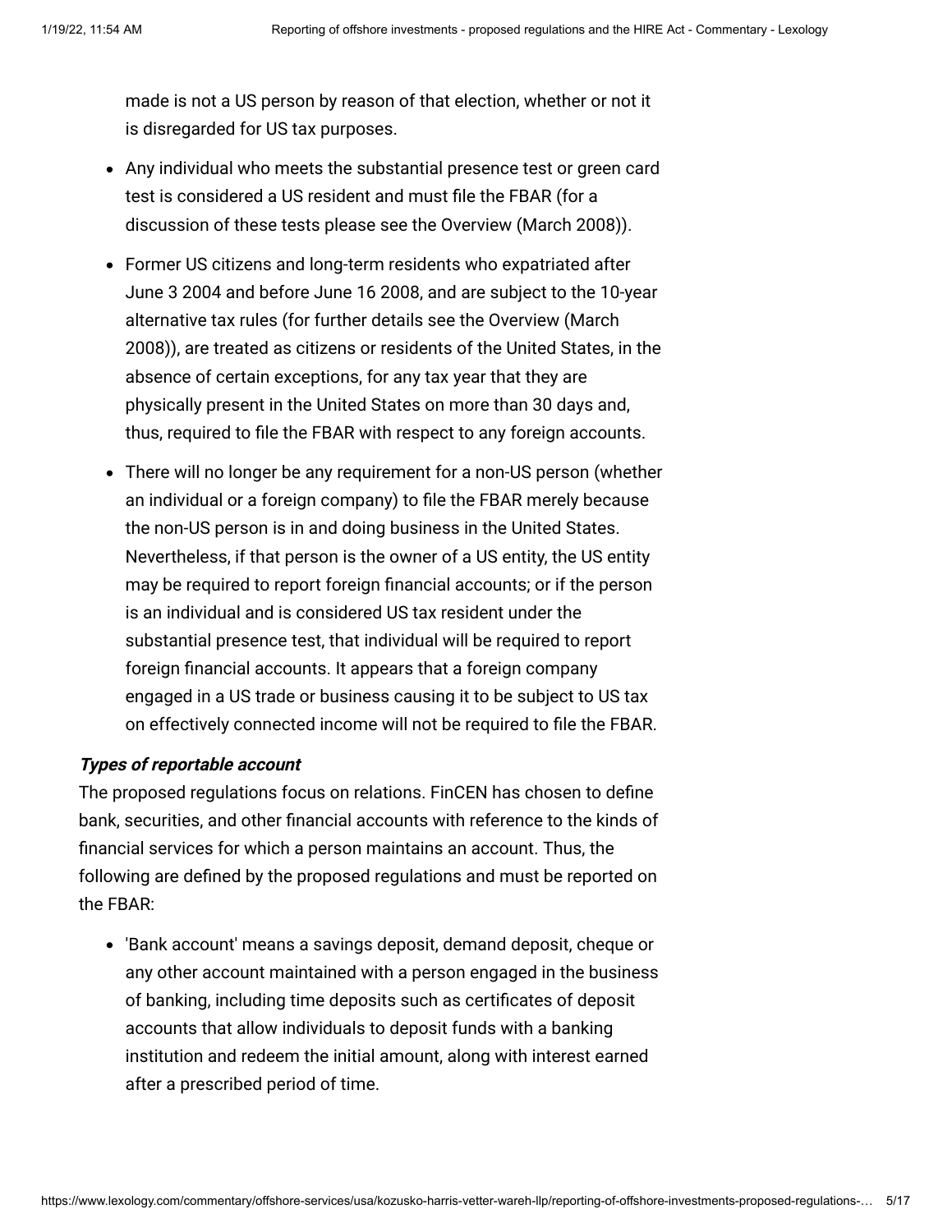made is not a US person by reason of that election, whether or not it is disregarded for US tax purposes.

- Any individual who meets the substantial presence test or green card test is considered a US resident and must file the FBAR (for a discussion of these tests please see the Overview (March 2008)).
- Former US citizens and long-term residents who expatriated after June 3 2004 and before June 16 2008, and are subject to the 10-year alternative tax rules (for further details see the Overview (March 2008)), are treated as citizens or residents of the United States, in the absence of certain exceptions, for any tax year that they are physically present in the United States on more than 30 days and, thus, required to file the FBAR with respect to any foreign accounts.
- There will no longer be any requirement for a non-US person (whether an individual or a foreign company) to file the FBAR merely because the non-US person is in and doing business in the United States. Nevertheless, if that person is the owner of a US entity, the US entity may be required to report foreign financial accounts; or if the person is an individual and is considered US tax resident under the substantial presence test, that individual will be required to report foreign financial accounts. It appears that a foreign company engaged in a US trade or business causing it to be subject to US tax on effectively connected income will not be required to file the FBAR.

***Types of reportable account***

The proposed regulations focus on relations. FinCEN has chosen to define bank, securities, and other financial accounts with reference to the kinds of financial services for which a person maintains an account. Thus, the following are defined by the proposed regulations and must be reported on the FBAR:

- 'Bank account' means a savings deposit, demand deposit, cheque or any other account maintained with a person engaged in the business of banking, including time deposits such as certificates of deposit accounts that allow individuals to deposit funds with a banking institution and redeem the initial amount, along with interest earned after a prescribed period of time.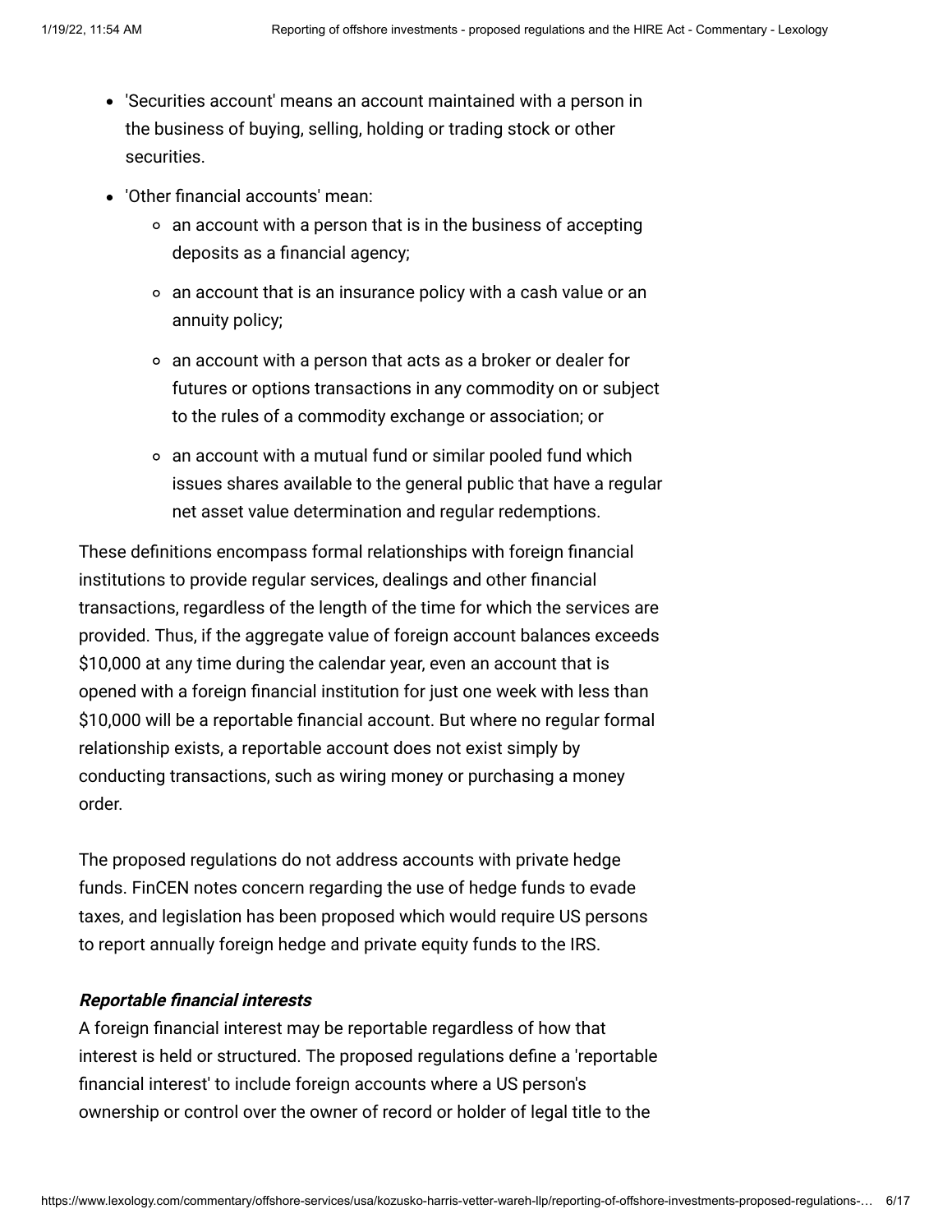- 'Securities account' means an account maintained with a person in the business of buying, selling, holding or trading stock or other securities.
- 'Other financial accounts' mean:
  - an account with a person that is in the business of accepting deposits as a financial agency;
  - an account that is an insurance policy with a cash value or an annuity policy;
  - an account with a person that acts as a broker or dealer for futures or options transactions in any commodity on or subject to the rules of a commodity exchange or association; or
  - an account with a mutual fund or similar pooled fund which issues shares available to the general public that have a regular net asset value determination and regular redemptions.

These definitions encompass formal relationships with foreign financial institutions to provide regular services, dealings and other financial transactions, regardless of the length of the time for which the services are provided. Thus, if the aggregate value of foreign account balances exceeds $10,000 at any time during the calendar year, even an account that is opened with a foreign financial institution for just one week with less than $10,000 will be a reportable financial account. But where no regular formal relationship exists, a reportable account does not exist simply by conducting transactions, such as wiring money or purchasing a money order.

The proposed regulations do not address accounts with private hedge funds. FinCEN notes concern regarding the use of hedge funds to evade taxes, and legislation has been proposed which would require US persons to report annually foreign hedge and private equity funds to the IRS.

***Reportable financial interests***

A foreign financial interest may be reportable regardless of how that interest is held or structured. The proposed regulations define a 'reportable financial interest' to include foreign accounts where a US person's ownership or control over the owner of record or holder of legal title to the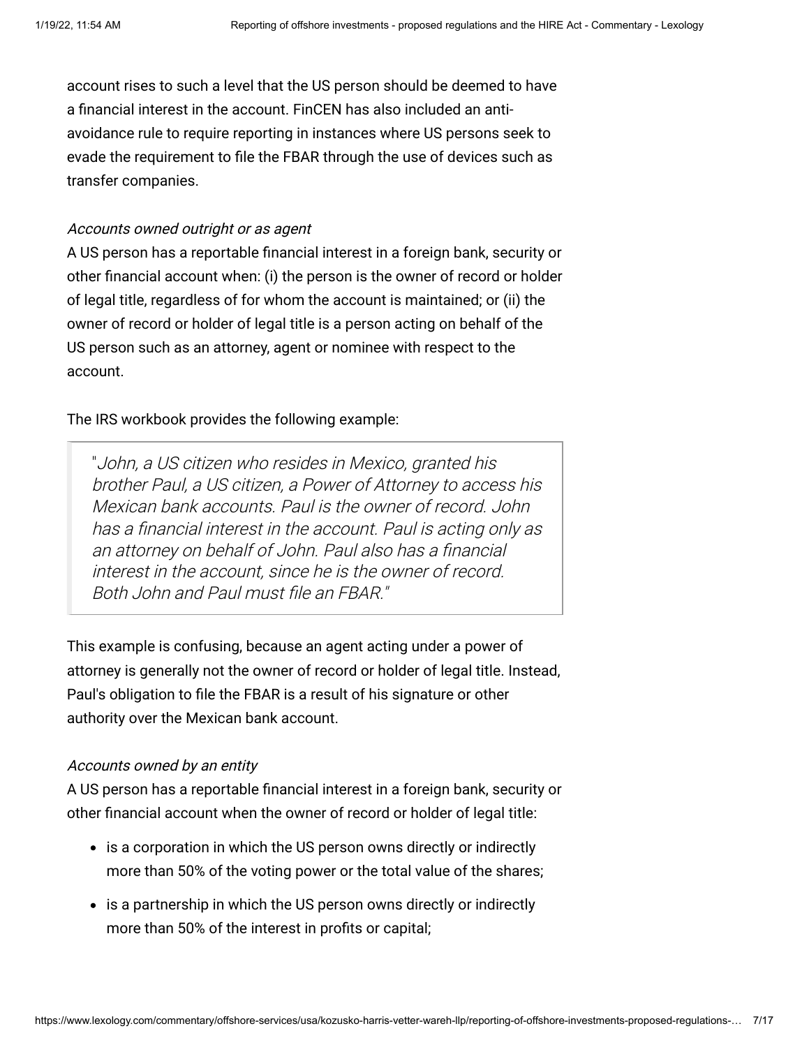account rises to such a level that the US person should be deemed to have a financial interest in the account. FinCEN has also included an anti-avoidance rule to require reporting in instances where US persons seek to evade the requirement to file the FBAR through the use of devices such as transfer companies.

*Accounts owned outright or as agent*

A US person has a reportable financial interest in a foreign bank, security or other financial account when: (i) the person is the owner of record or holder of legal title, regardless of for whom the account is maintained; or (ii) the owner of record or holder of legal title is a person acting on behalf of the US person such as an attorney, agent or nominee with respect to the account.

The IRS workbook provides the following example:

> "*John, a US citizen who resides in Mexico, granted his brother Paul, a US citizen, a Power of Attorney to access his Mexican bank accounts. Paul is the owner of record. John has a financial interest in the account. Paul is acting only as an attorney on behalf of John. Paul also has a financial interest in the account, since he is the owner of record. Both John and Paul must file an FBAR.*"

This example is confusing, because an agent acting under a power of attorney is generally not the owner of record or holder of legal title. Instead, Paul's obligation to file the FBAR is a result of his signature or other authority over the Mexican bank account.

*Accounts owned by an entity*

A US person has a reportable financial interest in a foreign bank, security or other financial account when the owner of record or holder of legal title:

- is a corporation in which the US person owns directly or indirectly more than 50% of the voting power or the total value of the shares;
- is a partnership in which the US person owns directly or indirectly more than 50% of the interest in profits or capital;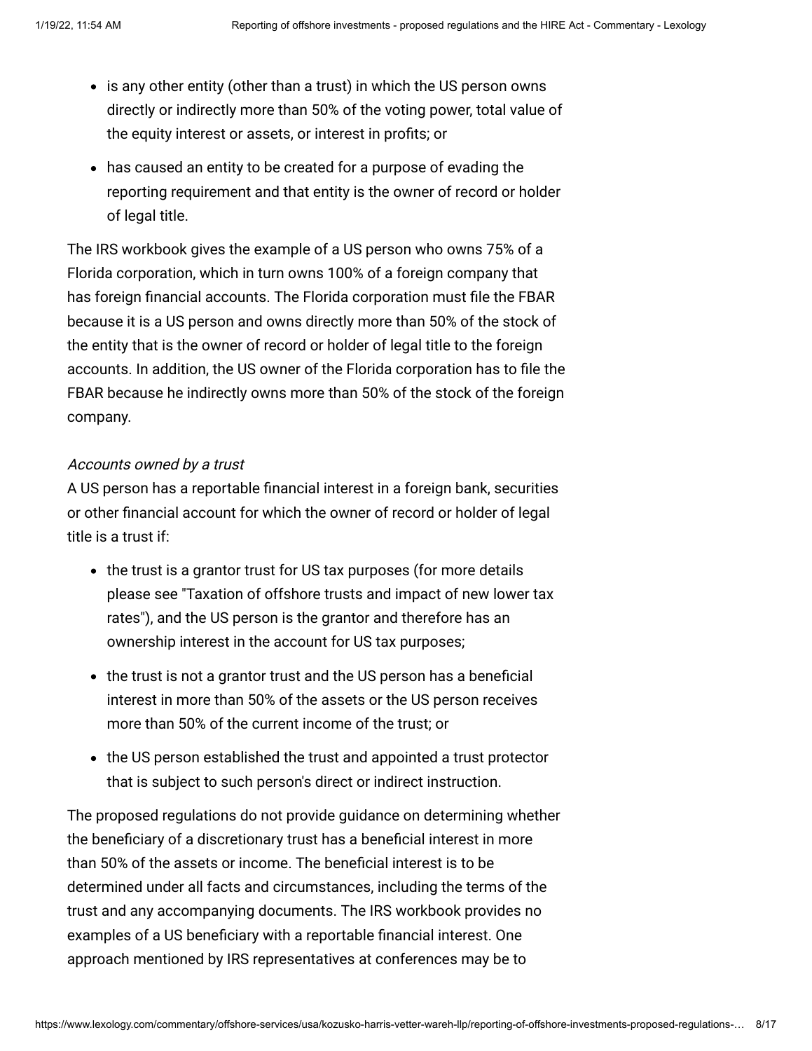- is any other entity (other than a trust) in which the US person owns directly or indirectly more than 50% of the voting power, total value of the equity interest or assets, or interest in profits; or
- has caused an entity to be created for a purpose of evading the reporting requirement and that entity is the owner of record or holder of legal title.

The IRS workbook gives the example of a US person who owns 75% of a Florida corporation, which in turn owns 100% of a foreign company that has foreign financial accounts. The Florida corporation must file the FBAR because it is a US person and owns directly more than 50% of the stock of the entity that is the owner of record or holder of legal title to the foreign accounts. In addition, the US owner of the Florida corporation has to file the FBAR because he indirectly owns more than 50% of the stock of the foreign company.

*Accounts owned by a trust*

A US person has a reportable financial interest in a foreign bank, securities or other financial account for which the owner of record or holder of legal title is a trust if:

- the trust is a grantor trust for US tax purposes (for more details please see "Taxation of offshore trusts and impact of new lower tax rates"), and the US person is the grantor and therefore has an ownership interest in the account for US tax purposes;
- the trust is not a grantor trust and the US person has a beneficial interest in more than 50% of the assets or the US person receives more than 50% of the current income of the trust; or
- the US person established the trust and appointed a trust protector that is subject to such person's direct or indirect instruction.

The proposed regulations do not provide guidance on determining whether the beneficiary of a discretionary trust has a beneficial interest in more than 50% of the assets or income. The beneficial interest is to be determined under all facts and circumstances, including the terms of the trust and any accompanying documents. The IRS workbook provides no examples of a US beneficiary with a reportable financial interest. One approach mentioned by IRS representatives at conferences may be to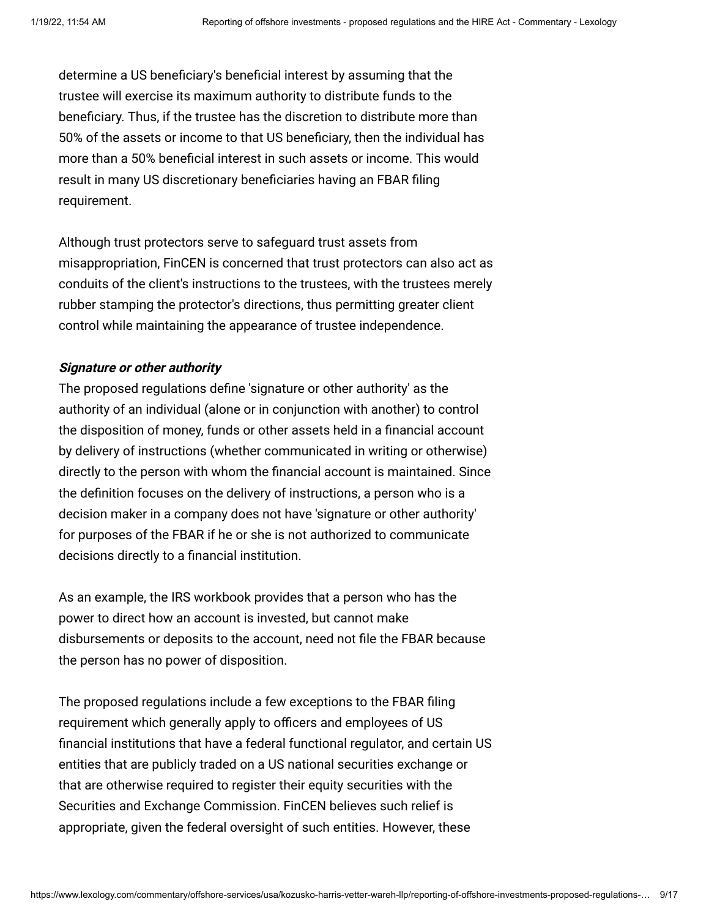determine a US beneficiary's beneficial interest by assuming that the trustee will exercise its maximum authority to distribute funds to the beneficiary. Thus, if the trustee has the discretion to distribute more than 50% of the assets or income to that US beneficiary, then the individual has more than a 50% beneficial interest in such assets or income. This would result in many US discretionary beneficiaries having an FBAR filing requirement.

Although trust protectors serve to safeguard trust assets from misappropriation, FinCEN is concerned that trust protectors can also act as conduits of the client's instructions to the trustees, with the trustees merely rubber stamping the protector's directions, thus permitting greater client control while maintaining the appearance of trustee independence.

***Signature or other authority***

The proposed regulations define 'signature or other authority' as the authority of an individual (alone or in conjunction with another) to control the disposition of money, funds or other assets held in a financial account by delivery of instructions (whether communicated in writing or otherwise) directly to the person with whom the financial account is maintained. Since the definition focuses on the delivery of instructions, a person who is a decision maker in a company does not have 'signature or other authority' for purposes of the FBAR if he or she is not authorized to communicate decisions directly to a financial institution.

As an example, the IRS workbook provides that a person who has the power to direct how an account is invested, but cannot make disbursements or deposits to the account, need not file the FBAR because the person has no power of disposition.

The proposed regulations include a few exceptions to the FBAR filing requirement which generally apply to officers and employees of US financial institutions that have a federal functional regulator, and certain US entities that are publicly traded on a US national securities exchange or that are otherwise required to register their equity securities with the Securities and Exchange Commission. FinCEN believes such relief is appropriate, given the federal oversight of such entities. However, these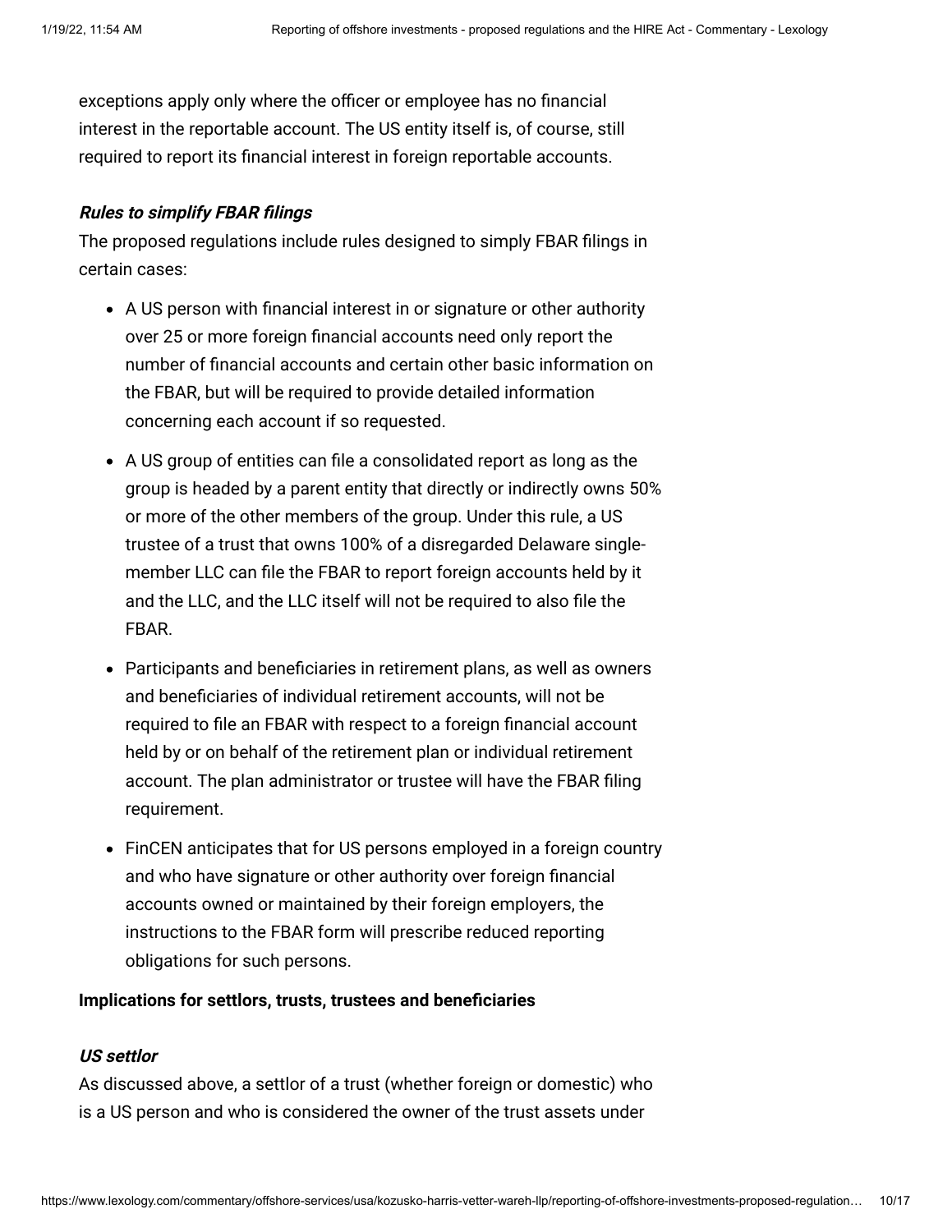exceptions apply only where the officer or employee has no financial interest in the reportable account. The US entity itself is, of course, still required to report its financial interest in foreign reportable accounts.

***Rules to simplify FBAR filings***

The proposed regulations include rules designed to simply FBAR filings in certain cases:

- A US person with financial interest in or signature or other authority over 25 or more foreign financial accounts need only report the number of financial accounts and certain other basic information on the FBAR, but will be required to provide detailed information concerning each account if so requested.
- A US group of entities can file a consolidated report as long as the group is headed by a parent entity that directly or indirectly owns 50% or more of the other members of the group. Under this rule, a US trustee of a trust that owns 100% of a disregarded Delaware single-member LLC can file the FBAR to report foreign accounts held by it and the LLC, and the LLC itself will not be required to also file the FBAR.
- Participants and beneficiaries in retirement plans, as well as owners and beneficiaries of individual retirement accounts, will not be required to file an FBAR with respect to a foreign financial account held by or on behalf of the retirement plan or individual retirement account. The plan administrator or trustee will have the FBAR filing requirement.
- FinCEN anticipates that for US persons employed in a foreign country and who have signature or other authority over foreign financial accounts owned or maintained by their foreign employers, the instructions to the FBAR form will prescribe reduced reporting obligations for such persons.

**Implications for settlors, trusts, trustees and beneficiaries**

***US settlor***

As discussed above, a settlor of a trust (whether foreign or domestic) who is a US person and who is considered the owner of the trust assets under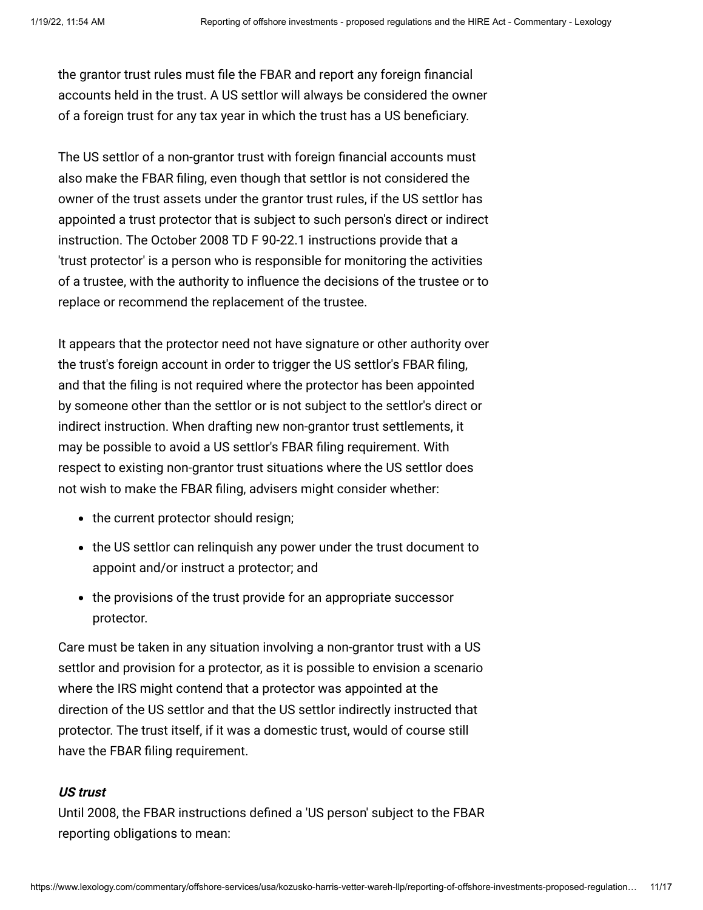the grantor trust rules must file the FBAR and report any foreign financial accounts held in the trust. A US settlor will always be considered the owner of a foreign trust for any tax year in which the trust has a US beneficiary.

The US settlor of a non-grantor trust with foreign financial accounts must also make the FBAR filing, even though that settlor is not considered the owner of the trust assets under the grantor trust rules, if the US settlor has appointed a trust protector that is subject to such person's direct or indirect instruction. The October 2008 TD F 90-22.1 instructions provide that a 'trust protector' is a person who is responsible for monitoring the activities of a trustee, with the authority to influence the decisions of the trustee or to replace or recommend the replacement of the trustee.

It appears that the protector need not have signature or other authority over the trust's foreign account in order to trigger the US settlor's FBAR filing, and that the filing is not required where the protector has been appointed by someone other than the settlor or is not subject to the settlor's direct or indirect instruction. When drafting new non-grantor trust settlements, it may be possible to avoid a US settlor's FBAR filing requirement. With respect to existing non-grantor trust situations where the US settlor does not wish to make the FBAR filing, advisers might consider whether:

- the current protector should resign;
- the US settlor can relinquish any power under the trust document to appoint and/or instruct a protector; and
- the provisions of the trust provide for an appropriate successor protector.

Care must be taken in any situation involving a non-grantor trust with a US settlor and provision for a protector, as it is possible to envision a scenario where the IRS might contend that a protector was appointed at the direction of the US settlor and that the US settlor indirectly instructed that protector. The trust itself, if it was a domestic trust, would of course still have the FBAR filing requirement.

***US trust***

Until 2008, the FBAR instructions defined a 'US person' subject to the FBAR reporting obligations to mean: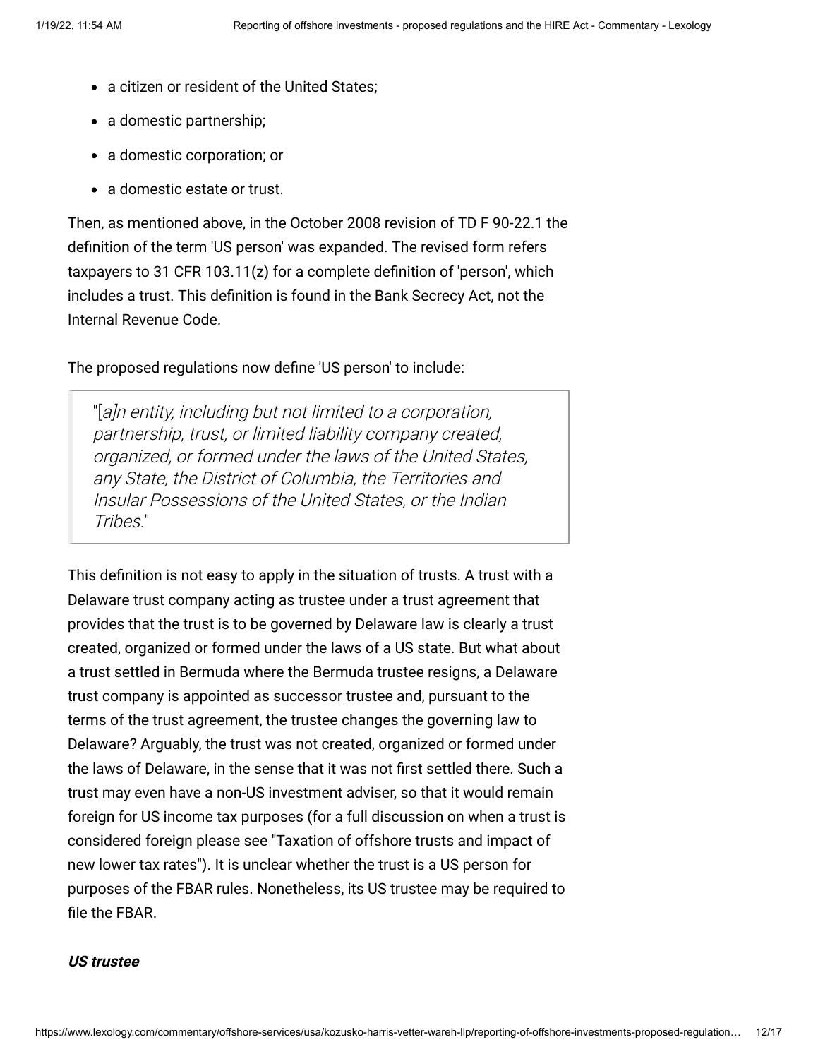- a citizen or resident of the United States;
- a domestic partnership;
- a domestic corporation; or
- a domestic estate or trust.

Then, as mentioned above, in the October 2008 revision of TD F 90-22.1 the definition of the term 'US person' was expanded. The revised form refers taxpayers to 31 CFR 103.11(z) for a complete definition of 'person', which includes a trust. This definition is found in the Bank Secrecy Act, not the Internal Revenue Code.

The proposed regulations now define 'US person' to include:

> "[*a*]*n entity, including but not limited to a corporation, partnership, trust, or limited liability company created, organized, or formed under the laws of the United States, any State, the District of Columbia, the Territories and Insular Possessions of the United States, or the Indian Tribes.*"

This definition is not easy to apply in the situation of trusts. A trust with a Delaware trust company acting as trustee under a trust agreement that provides that the trust is to be governed by Delaware law is clearly a trust created, organized or formed under the laws of a US state. But what about a trust settled in Bermuda where the Bermuda trustee resigns, a Delaware trust company is appointed as successor trustee and, pursuant to the terms of the trust agreement, the trustee changes the governing law to Delaware? Arguably, the trust was not created, organized or formed under the laws of Delaware, in the sense that it was not first settled there. Such a trust may even have a non-US investment adviser, so that it would remain foreign for US income tax purposes (for a full discussion on when a trust is considered foreign please see "Taxation of offshore trusts and impact of new lower tax rates"). It is unclear whether the trust is a US person for purposes of the FBAR rules. Nonetheless, its US trustee may be required to file the FBAR.

***US trustee***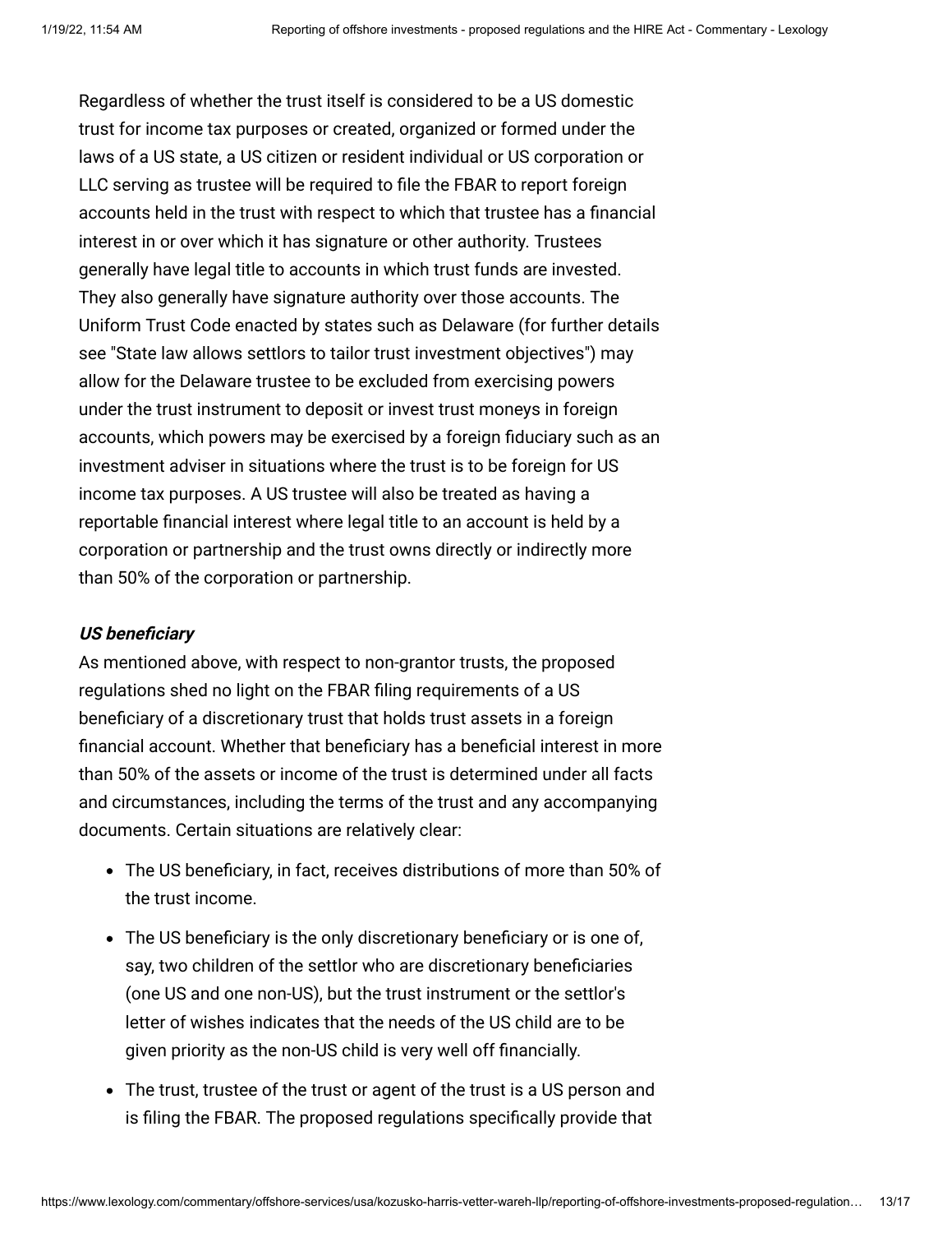Regardless of whether the trust itself is considered to be a US domestic trust for income tax purposes or created, organized or formed under the laws of a US state, a US citizen or resident individual or US corporation or LLC serving as trustee will be required to file the FBAR to report foreign accounts held in the trust with respect to which that trustee has a financial interest in or over which it has signature or other authority. Trustees generally have legal title to accounts in which trust funds are invested. They also generally have signature authority over those accounts. The Uniform Trust Code enacted by states such as Delaware (for further details see "State law allows settlors to tailor trust investment objectives") may allow for the Delaware trustee to be excluded from exercising powers under the trust instrument to deposit or invest trust moneys in foreign accounts, which powers may be exercised by a foreign fiduciary such as an investment adviser in situations where the trust is to be foreign for US income tax purposes. A US trustee will also be treated as having a reportable financial interest where legal title to an account is held by a corporation or partnership and the trust owns directly or indirectly more than 50% of the corporation or partnership.

***US beneficiary***

As mentioned above, with respect to non-grantor trusts, the proposed regulations shed no light on the FBAR filing requirements of a US beneficiary of a discretionary trust that holds trust assets in a foreign financial account. Whether that beneficiary has a beneficial interest in more than 50% of the assets or income of the trust is determined under all facts and circumstances, including the terms of the trust and any accompanying documents. Certain situations are relatively clear:

- The US beneficiary, in fact, receives distributions of more than 50% of the trust income.
- The US beneficiary is the only discretionary beneficiary or is one of, say, two children of the settlor who are discretionary beneficiaries (one US and one non-US), but the trust instrument or the settlor's letter of wishes indicates that the needs of the US child are to be given priority as the non-US child is very well off financially.
- The trust, trustee of the trust or agent of the trust is a US person and is filing the FBAR. The proposed regulations specifically provide that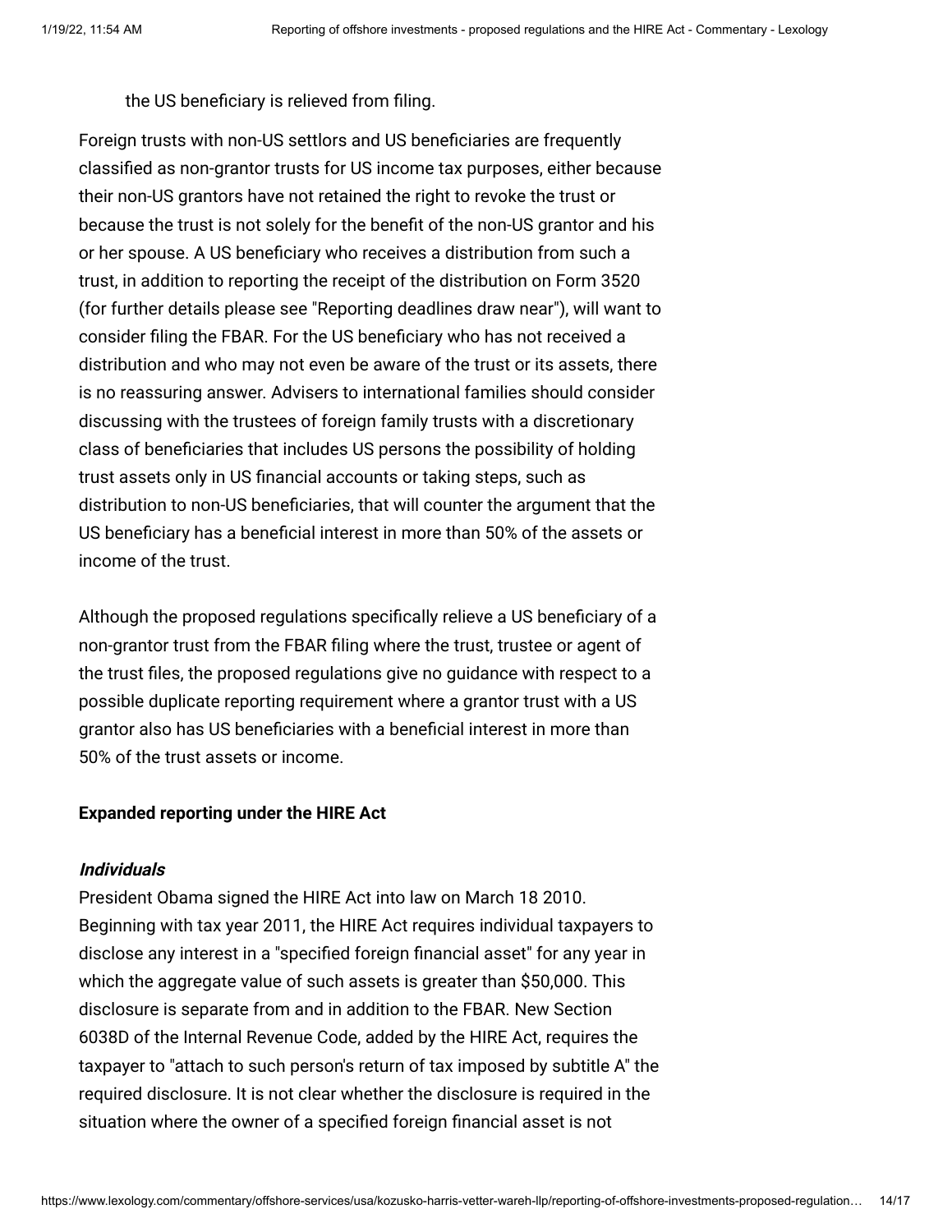the US beneficiary is relieved from filing.

Foreign trusts with non-US settlors and US beneficiaries are frequently classified as non-grantor trusts for US income tax purposes, either because their non-US grantors have not retained the right to revoke the trust or because the trust is not solely for the benefit of the non-US grantor and his or her spouse. A US beneficiary who receives a distribution from such a trust, in addition to reporting the receipt of the distribution on Form 3520 (for further details please see "Reporting deadlines draw near"), will want to consider filing the FBAR. For the US beneficiary who has not received a distribution and who may not even be aware of the trust or its assets, there is no reassuring answer. Advisers to international families should consider discussing with the trustees of foreign family trusts with a discretionary class of beneficiaries that includes US persons the possibility of holding trust assets only in US financial accounts or taking steps, such as distribution to non-US beneficiaries, that will counter the argument that the US beneficiary has a beneficial interest in more than 50% of the assets or income of the trust.

Although the proposed regulations specifically relieve a US beneficiary of a non-grantor trust from the FBAR filing where the trust, trustee or agent of the trust files, the proposed regulations give no guidance with respect to a possible duplicate reporting requirement where a grantor trust with a US grantor also has US beneficiaries with a beneficial interest in more than 50% of the trust assets or income.

**Expanded reporting under the HIRE Act**

***Individuals***

President Obama signed the HIRE Act into law on March 18 2010. Beginning with tax year 2011, the HIRE Act requires individual taxpayers to disclose any interest in a "specified foreign financial asset" for any year in which the aggregate value of such assets is greater than $50,000. This disclosure is separate from and in addition to the FBAR. New Section 6038D of the Internal Revenue Code, added by the HIRE Act, requires the taxpayer to "attach to such person's return of tax imposed by subtitle A" the required disclosure. It is not clear whether the disclosure is required in the situation where the owner of a specified foreign financial asset is not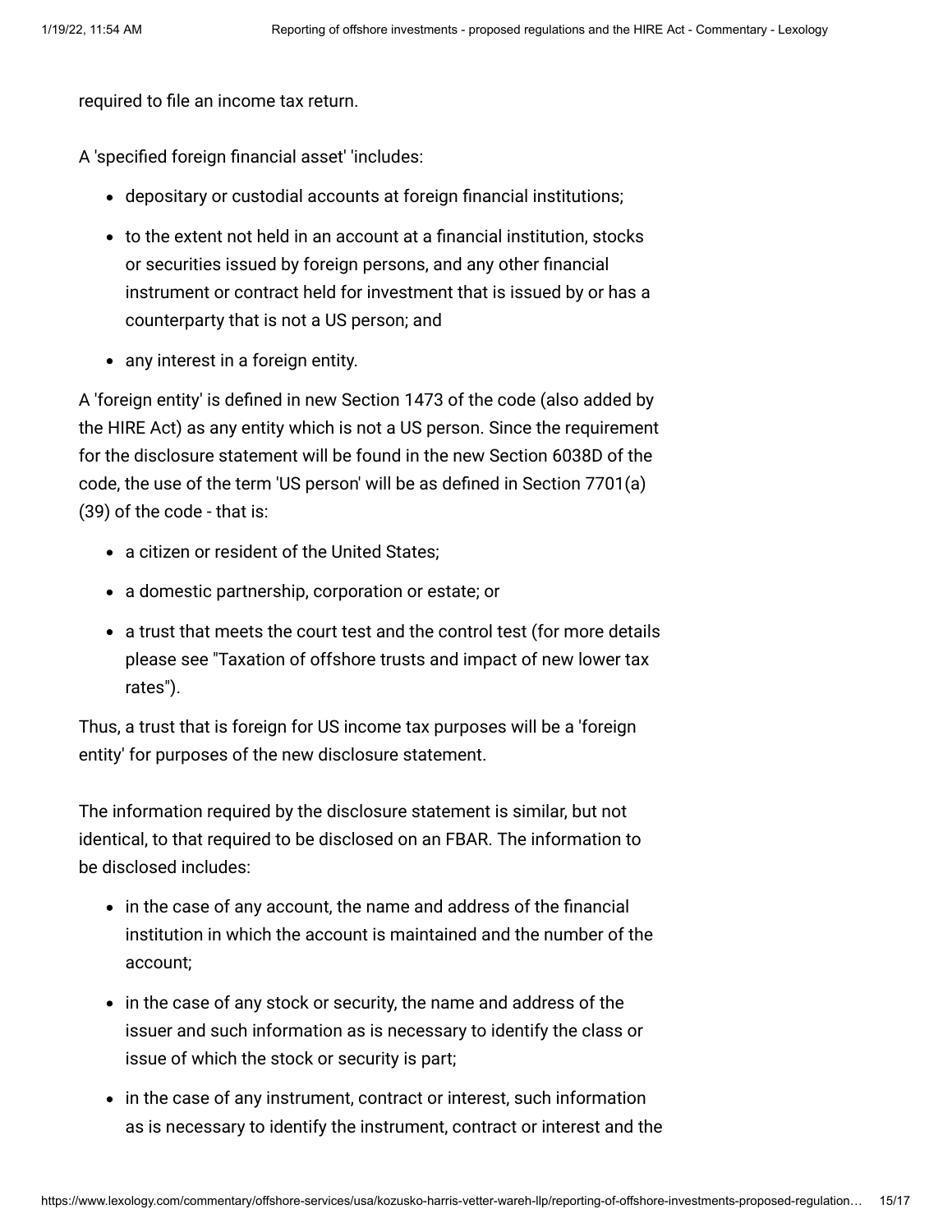required to file an income tax return.

A 'specified foreign financial asset' 'includes:

- depositary or custodial accounts at foreign financial institutions;
- to the extent not held in an account at a financial institution, stocks or securities issued by foreign persons, and any other financial instrument or contract held for investment that is issued by or has a counterparty that is not a US person; and
- any interest in a foreign entity.

A 'foreign entity' is defined in new Section 1473 of the code (also added by the HIRE Act) as any entity which is not a US person. Since the requirement for the disclosure statement will be found in the new Section 6038D of the code, the use of the term 'US person' will be as defined in Section 7701(a)(39) of the code - that is:

- a citizen or resident of the United States;
- a domestic partnership, corporation or estate; or
- a trust that meets the court test and the control test (for more details please see "Taxation of offshore trusts and impact of new lower tax rates").

Thus, a trust that is foreign for US income tax purposes will be a 'foreign entity' for purposes of the new disclosure statement.

The information required by the disclosure statement is similar, but not identical, to that required to be disclosed on an FBAR. The information to be disclosed includes:

- in the case of any account, the name and address of the financial institution in which the account is maintained and the number of the account;
- in the case of any stock or security, the name and address of the issuer and such information as is necessary to identify the class or issue of which the stock or security is part;
- in the case of any instrument, contract or interest, such information as is necessary to identify the instrument, contract or interest and the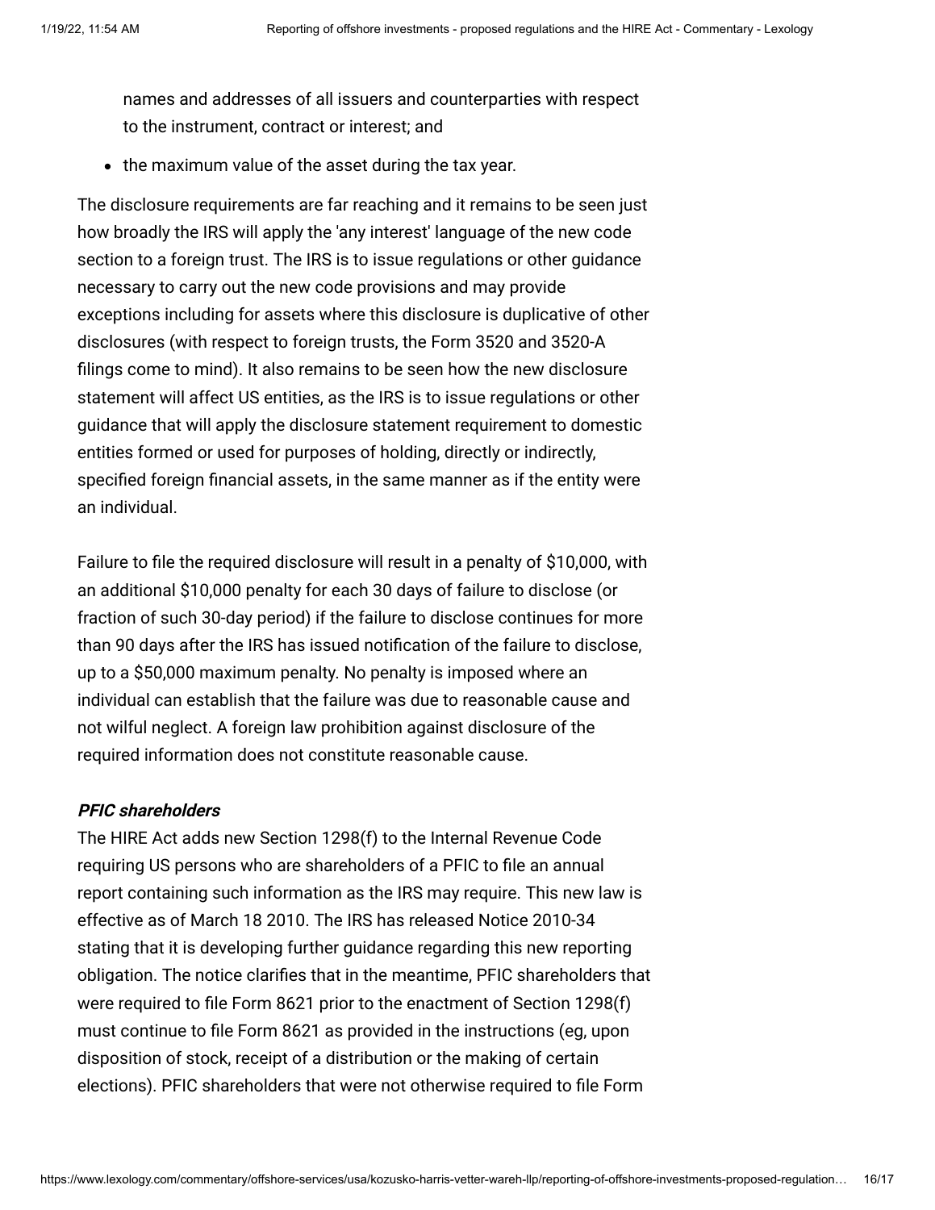names and addresses of all issuers and counterparties with respect to the instrument, contract or interest; and

- the maximum value of the asset during the tax year.

The disclosure requirements are far reaching and it remains to be seen just how broadly the IRS will apply the 'any interest' language of the new code section to a foreign trust. The IRS is to issue regulations or other guidance necessary to carry out the new code provisions and may provide exceptions including for assets where this disclosure is duplicative of other disclosures (with respect to foreign trusts, the Form 3520 and 3520-A filings come to mind). It also remains to be seen how the new disclosure statement will affect US entities, as the IRS is to issue regulations or other guidance that will apply the disclosure statement requirement to domestic entities formed or used for purposes of holding, directly or indirectly, specified foreign financial assets, in the same manner as if the entity were an individual.

Failure to file the required disclosure will result in a penalty of $10,000, with an additional $10,000 penalty for each 30 days of failure to disclose (or fraction of such 30-day period) if the failure to disclose continues for more than 90 days after the IRS has issued notification of the failure to disclose, up to a $50,000 maximum penalty. No penalty is imposed where an individual can establish that the failure was due to reasonable cause and not wilful neglect. A foreign law prohibition against disclosure of the required information does not constitute reasonable cause.

***PFIC shareholders***

The HIRE Act adds new Section 1298(f) to the Internal Revenue Code requiring US persons who are shareholders of a PFIC to file an annual report containing such information as the IRS may require. This new law is effective as of March 18 2010. The IRS has released Notice 2010-34 stating that it is developing further guidance regarding this new reporting obligation. The notice clarifies that in the meantime, PFIC shareholders that were required to file Form 8621 prior to the enactment of Section 1298(f) must continue to file Form 8621 as provided in the instructions (eg, upon disposition of stock, receipt of a distribution or the making of certain elections). PFIC shareholders that were not otherwise required to file Form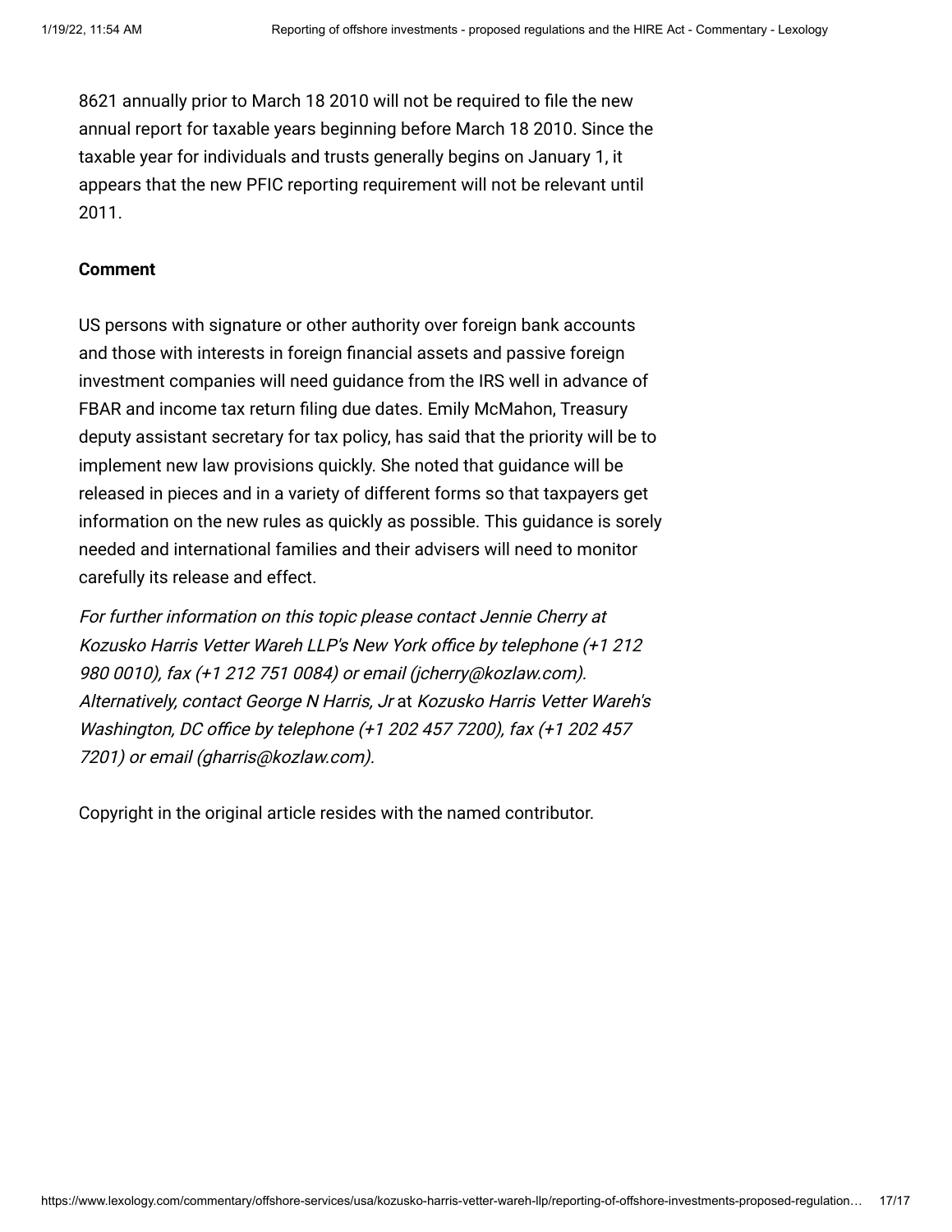8621 annually prior to March 18 2010 will not be required to file the new annual report for taxable years beginning before March 18 2010. Since the taxable year for individuals and trusts generally begins on January 1, it appears that the new PFIC reporting requirement will not be relevant until 2011.

**Comment**

US persons with signature or other authority over foreign bank accounts and those with interests in foreign financial assets and passive foreign investment companies will need guidance from the IRS well in advance of FBAR and income tax return filing due dates. Emily McMahon, Treasury deputy assistant secretary for tax policy, has said that the priority will be to implement new law provisions quickly. She noted that guidance will be released in pieces and in a variety of different forms so that taxpayers get information on the new rules as quickly as possible. This guidance is sorely needed and international families and their advisers will need to monitor carefully its release and effect.

*For further information on this topic please contact Jennie Cherry at Kozusko Harris Vetter Wareh LLP's New York office by telephone (+1 212 980 0010), fax (+1 212 751 0084) or email (jcherry@kozlaw.com). Alternatively, contact George N Harris, Jr* at *Kozusko Harris Vetter Wareh's Washington, DC office by telephone (+1 202 457 7200), fax (+1 202 457 7201) or email (gharris@kozlaw.com).*

Copyright in the original article resides with the named contributor.